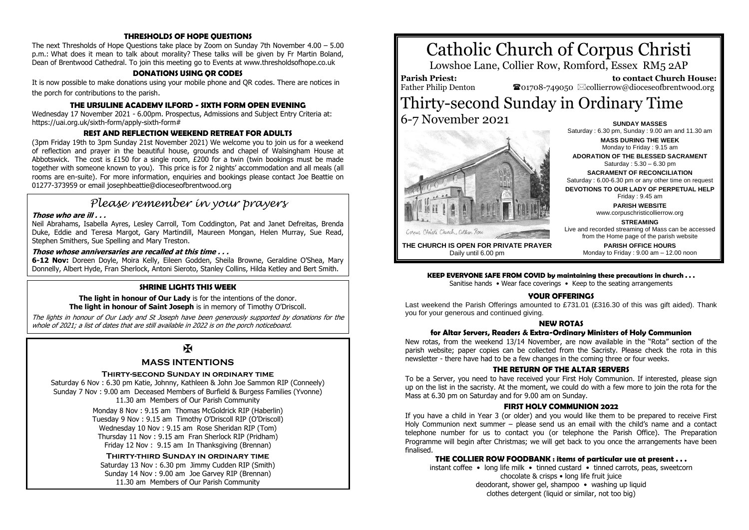## THRESHOLDS OF HOPE QUESTIONS

The next Thresholds of Hope Questions take place by Zoom on Sunday 7th November 4.00 – 5.00 p.m.: What does it mean to talk about morality? These talks will be given by Fr Martin Boland, Dean of Brentwood Cathedral. To join this meeting go to Events at www.thresholdsofhope.co.uk

## DONATIONS USING QR CODES

It is now possible to make donations using your mobile phone and QR codes. There are notices in the porch for contributions to the parish.

## THE URSULINE ACADEMY ILFORD - SIXTH FORM OPEN EVENING

Wednesday 17 November 2021 - 6.00pm. Prospectus, Admissions and Subject Entry Criteria at: https://uai.org.uk/sixth-form/apply-sixth-form#

## REST AND REFLECTION WEEKEND RETREAT FOR ADULTS

(3pm Friday 19th to 3pm Sunday 21st November 2021) We welcome you to join us for a weekend of reflection and prayer in the beautiful house, grounds and chapel of Walsingham House at Abbotswick. The cost is £150 for a single room, £200 for a twin (twin bookings must be made together with someone known to you). This price is for 2 nights' accommodation and all meals (all rooms are en-suite). For more information, enquiries and bookings please contact Joe Beattie on 01277-373959 or email josephbeattie@dioceseofbrentwood.org

## *Please remember in your prayers*

***Those who are ill . . .***

Neil Abrahams, Isabella Ayres, Lesley Carroll, Tom Coddington, Pat and Janet Defreitas, Brenda Duke, Eddie and Teresa Margot, Gary Martindill, Maureen Mongan, Helen Murray, Sue Read, Stephen Smithers, Sue Spelling and Mary Treston.

***Those whose anniversaries are recalled at this time . . .***

**6-12 Nov:** Doreen Doyle, Moira Kelly, Eileen Godden, Sheila Browne, Geraldine O'Shea, Mary Donnelly, Albert Hyde, Fran Sherlock, Antoni Sieroto, Stanley Collins, Hilda Ketley and Bert Smith.

## SHRINE LIGHTS THIS WEEK

**The light in honour of Our Lady** is for the intentions of the donor.
**The light in honour of Saint Joseph** is in memory of Timothy O'Driscoll.

*The lights in honour of Our Lady and St Joseph have been generously supported by donations for the whole of 2021; a list of dates that are still available in 2022 is on the porch noticeboard.*

✠

## MASS INTENTIONS

### Thirty-second Sunday in ordinary time

Saturday 6 Nov : 6.30 pm Katie, Johnny, Kathleen & John Joe Sammon RIP (Conneely)
Sunday 7 Nov : 9.00 am Deceased Members of Burfield & Burgess Families (Yvonne)
11.30 am Members of Our Parish Community

Monday 8 Nov : 9.15 am Thomas McGoldrick RIP (Haberlin)
Tuesday 9 Nov : 9.15 am Timothy O'Driscoll RIP (O'Driscoll)
Wednesday 10 Nov : 9.15 am Rose Sheridan RIP (Tom)
Thursday 11 Nov : 9.15 am Fran Sherlock RIP (Pridham)
Friday 12 Nov : 9.15 am In Thanksgiving (Brennan)

### Thirty-third Sunday in ordinary time

Saturday 13 Nov : 6.30 pm Jimmy Cudden RIP (Smith)
Sunday 14 Nov : 9.00 am Joe Garvey RIP (Brennan)
11.30 am Members of Our Parish Community

# Catholic Church of Corpus Christi

Lowshoe Lane, Collier Row, Romford, Essex RM5 2AP

**Parish Priest:** Father Philip Denton

**to contact Church House:** ☎01708-749050 ✉collierrow@dioceseofbrentwood.org

# Thirty-second Sunday in Ordinary Time

6-7 November 2021

Corpus Christi Church, Collier Row

**THE CHURCH IS OPEN FOR PRIVATE PRAYER**
Daily until 6.00 pm

**SUNDAY MASSES**
Saturday : 6.30 pm, Sunday : 9.00 am and 11.30 am

**MASS DURING THE WEEK**
Monday to Friday : 9.15 am

**ADORATION OF THE BLESSED SACRAMENT**
Saturday : 5.30 – 6.30 pm

**SACRAMENT OF RECONCILIATION**
Saturday : 6.00-6.30 pm or any other time on request

**DEVOTIONS TO OUR LADY OF PERPETUAL HELP**
Friday : 9.45 am

**PARISH WEBSITE**
www.corpuschristicollierrow.org

**STREAMING**
Live and recorded streaming of Mass can be accessed from the Home page of the parish website

**PARISH OFFICE HOURS**
Monday to Friday : 9.00 am – 12.00 noon

**KEEP EVERYONE SAFE FROM COVID by maintaining these precautions in church . . .**
Sanitise hands • Wear face coverings • Keep to the seating arrangements

## YOUR OFFERINGS

Last weekend the Parish Offerings amounted to £731.01 (£316.30 of this was gift aided). Thank you for your generous and continued giving.

## NEW ROTAS

### for Altar Servers, Readers & Extra-Ordinary Ministers of Holy Communion

New rotas, from the weekend 13/14 November, are now available in the "Rota" section of the parish website; paper copies can be collected from the Sacristy. Please check the rota in this newsletter - there have had to be a few changes in the coming three or four weeks.

## THE RETURN OF THE ALTAR SERVERS

To be a Server, you need to have received your First Holy Communion. If interested, please sign up on the list in the sacristy. At the moment, we could do with a few more to join the rota for the Mass at 6.30 pm on Saturday and for 9.00 am on Sunday.

## FIRST HOLY COMMUNION 2022

If you have a child in Year 3 (or older) and you would like them to be prepared to receive First Holy Communion next summer – please send us an email with the child's name and a contact telephone number for us to contact you (or telephone the Parish Office). The Preparation Programme will begin after Christmas; we will get back to you once the arrangements have been finalised.

## THE COLLIER ROW FOODBANK : items of particular use at present . . .

instant coffee • long life milk • tinned custard • tinned carrots, peas, sweetcorn
chocolate & crisps • long life fruit juice
deodorant, shower gel, shampoo • washing up liquid
clothes detergent (liquid or similar, not too big)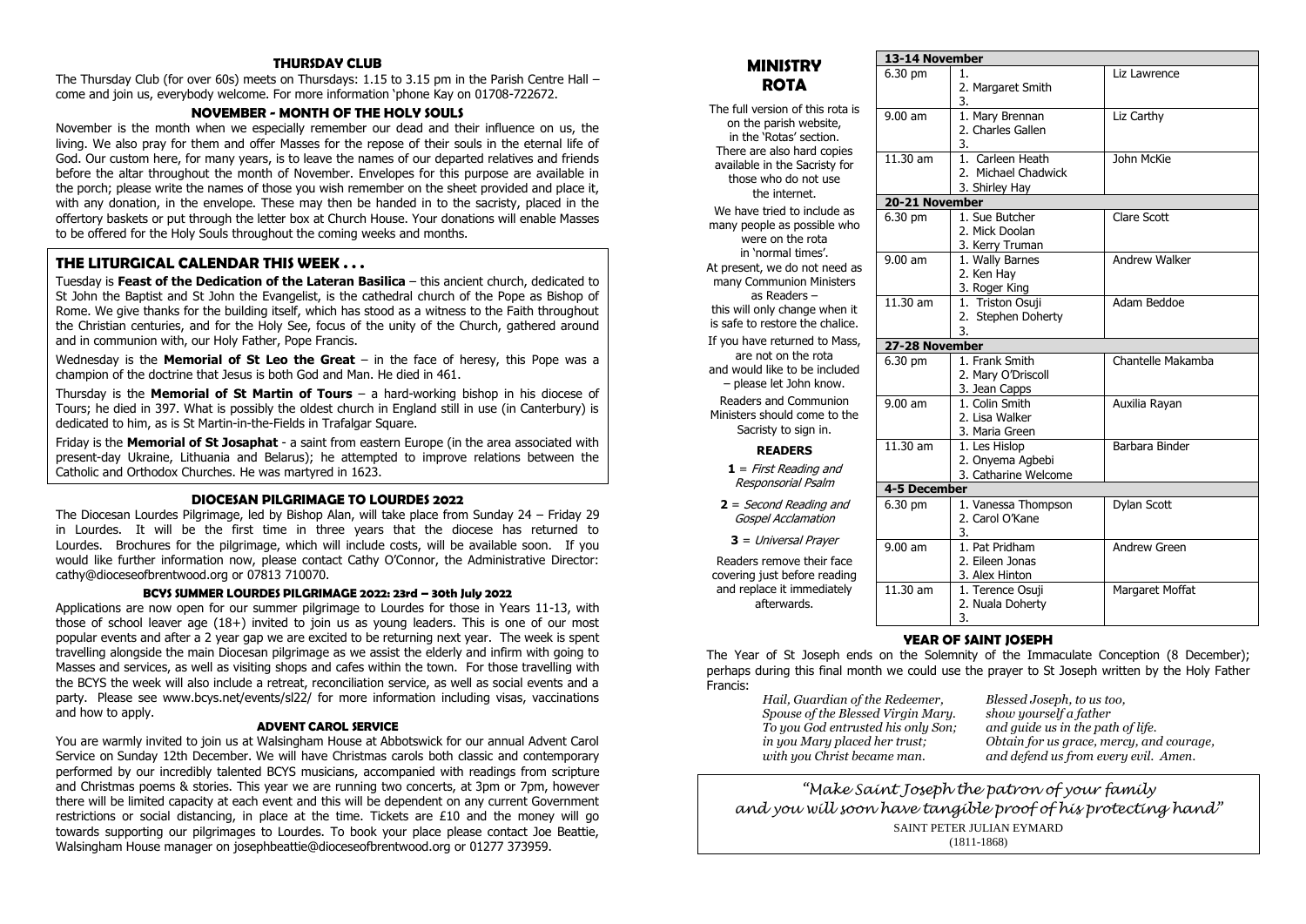## THURSDAY CLUB

The Thursday Club (for over 60s) meets on Thursdays: 1.15 to 3.15 pm in the Parish Centre Hall – come and join us, everybody welcome. For more information 'phone Kay on 01708-722672.

## NOVEMBER - MONTH OF THE HOLY SOULS

November is the month when we especially remember our dead and their influence on us, the living. We also pray for them and offer Masses for the repose of their souls in the eternal life of God. Our custom here, for many years, is to leave the names of our departed relatives and friends before the altar throughout the month of November. Envelopes for this purpose are available in the porch; please write the names of those you wish remember on the sheet provided and place it, with any donation, in the envelope. These may then be handed in to the sacristy, placed in the offertory baskets or put through the letter box at Church House. Your donations will enable Masses to be offered for the Holy Souls throughout the coming weeks and months.

## THE LITURGICAL CALENDAR THIS WEEK . . .

Tuesday is **Feast of the Dedication of the Lateran Basilica** – this ancient church, dedicated to St John the Baptist and St John the Evangelist, is the cathedral church of the Pope as Bishop of Rome. We give thanks for the building itself, which has stood as a witness to the Faith throughout the Christian centuries, and for the Holy See, focus of the unity of the Church, gathered around and in communion with, our Holy Father, Pope Francis.

Wednesday is the **Memorial of St Leo the Great** – in the face of heresy, this Pope was a champion of the doctrine that Jesus is both God and Man. He died in 461.

Thursday is the **Memorial of St Martin of Tours** – a hard-working bishop in his diocese of Tours; he died in 397. What is possibly the oldest church in England still in use (in Canterbury) is dedicated to him, as is St Martin-in-the-Fields in Trafalgar Square.

Friday is the **Memorial of St Josaphat** - a saint from eastern Europe (in the area associated with present-day Ukraine, Lithuania and Belarus); he attempted to improve relations between the Catholic and Orthodox Churches. He was martyred in 1623.

## DIOCESAN PILGRIMAGE TO LOURDES 2022

The Diocesan Lourdes Pilgrimage, led by Bishop Alan, will take place from Sunday 24 – Friday 29 in Lourdes. It will be the first time in three years that the diocese has returned to Lourdes. Brochures for the pilgrimage, which will include costs, will be available soon. If you would like further information now, please contact Cathy O'Connor, the Administrative Director: cathy@dioceseofbrentwood.org or 07813 710070.

### BCYS SUMMER LOURDES PILGRIMAGE 2022: 23rd – 30th July 2022

Applications are now open for our summer pilgrimage to Lourdes for those in Years 11-13, with those of school leaver age (18+) invited to join us as young leaders. This is one of our most popular events and after a 2 year gap we are excited to be returning next year. The week is spent travelling alongside the main Diocesan pilgrimage as we assist the elderly and infirm with going to Masses and services, as well as visiting shops and cafes within the town. For those travelling with the BCYS the week will also include a retreat, reconciliation service, as well as social events and a party. Please see www.bcys.net/events/sl22/ for more information including visas, vaccinations and how to apply.

### ADVENT CAROL SERVICE

You are warmly invited to join us at Walsingham House at Abbotswick for our annual Advent Carol Service on Sunday 12th December. We will have Christmas carols both classic and contemporary performed by our incredibly talented BCYS musicians, accompanied with readings from scripture and Christmas poems & stories. This year we are running two concerts, at 3pm or 7pm, however there will be limited capacity at each event and this will be dependent on any current Government restrictions or social distancing, in place at the time. Tickets are £10 and the money will go towards supporting our pilgrimages to Lourdes. To book your place please contact Joe Beattie, Walsingham House manager on josephbeattie@dioceseofbrentwood.org or 01277 373959.

## MINISTRY ROTA

The full version of this rota is on the parish website, in the 'Rotas' section. There are also hard copies available in the Sacristy for those who do not use the internet.

We have tried to include as many people as possible who were on the rota in 'normal times'. At present, we do not need as many Communion Ministers as Readers – this will only change when it is safe to restore the chalice.

If you have returned to Mass, are not on the rota and would like to be included – please let John know.

Readers and Communion Ministers should come to the Sacristy to sign in.

### READERS

**1** = *First Reading and Responsorial Psalm*

**2** = *Second Reading and Gospel Acclamation*

**3** = *Universal Prayer*

Readers remove their face covering just before reading and replace it immediately afterwards.

| | | |
|---|---|---|
| **13-14 November** | | |
| 6.30 pm | 1.<br>2. Margaret Smith<br>3. | Liz Lawrence |
| 9.00 am | 1. Mary Brennan<br>2. Charles Gallen<br>3. | Liz Carthy |
| 11.30 am | 1. Carleen Heath<br>2. Michael Chadwick<br>3. Shirley Hay | John McKie |
| **20-21 November** | | |
| 6.30 pm | 1. Sue Butcher<br>2. Mick Doolan<br>3. Kerry Truman | Clare Scott |
| 9.00 am | 1. Wally Barnes<br>2. Ken Hay<br>3. Roger King | Andrew Walker |
| 11.30 am | 1. Triston Osuji<br>2. Stephen Doherty<br>3. | Adam Beddoe |
| **27-28 November** | | |
| 6.30 pm | 1. Frank Smith<br>2. Mary O'Driscoll<br>3. Jean Capps | Chantelle Makamba |
| 9.00 am | 1. Colin Smith<br>2. Lisa Walker<br>3. Maria Green | Auxilia Rayan |
| 11.30 am | 1. Les Hislop<br>2. Onyema Agbebi<br>3. Catharine Welcome | Barbara Binder |
| **4-5 December** | | |
| 6.30 pm | 1. Vanessa Thompson<br>2. Carol O'Kane<br>3. | Dylan Scott |
| 9.00 am | 1. Pat Pridham<br>2. Eileen Jonas<br>3. Alex Hinton | Andrew Green |
| 11.30 am | 1. Terence Osuji<br>2. Nuala Doherty<br>3. | Margaret Moffat |

## YEAR OF SAINT JOSEPH

The Year of St Joseph ends on the Solemnity of the Immaculate Conception (8 December); perhaps during this final month we could use the prayer to St Joseph written by the Holy Father Francis:

*Hail, Guardian of the Redeemer,*
*Spouse of the Blessed Virgin Mary.*
*To you God entrusted his only Son;*
*in you Mary placed her trust;*
*with you Christ became man.*

*Blessed Joseph, to us too,*
*show yourself a father*
*and guide us in the path of life.*
*Obtain for us grace, mercy, and courage,*
*and defend us from every evil. Amen.*

*"Make Saint Joseph the patron of your family and you will soon have tangible proof of his protecting hand"*

SAINT PETER JULIAN EYMARD
(1811-1868)